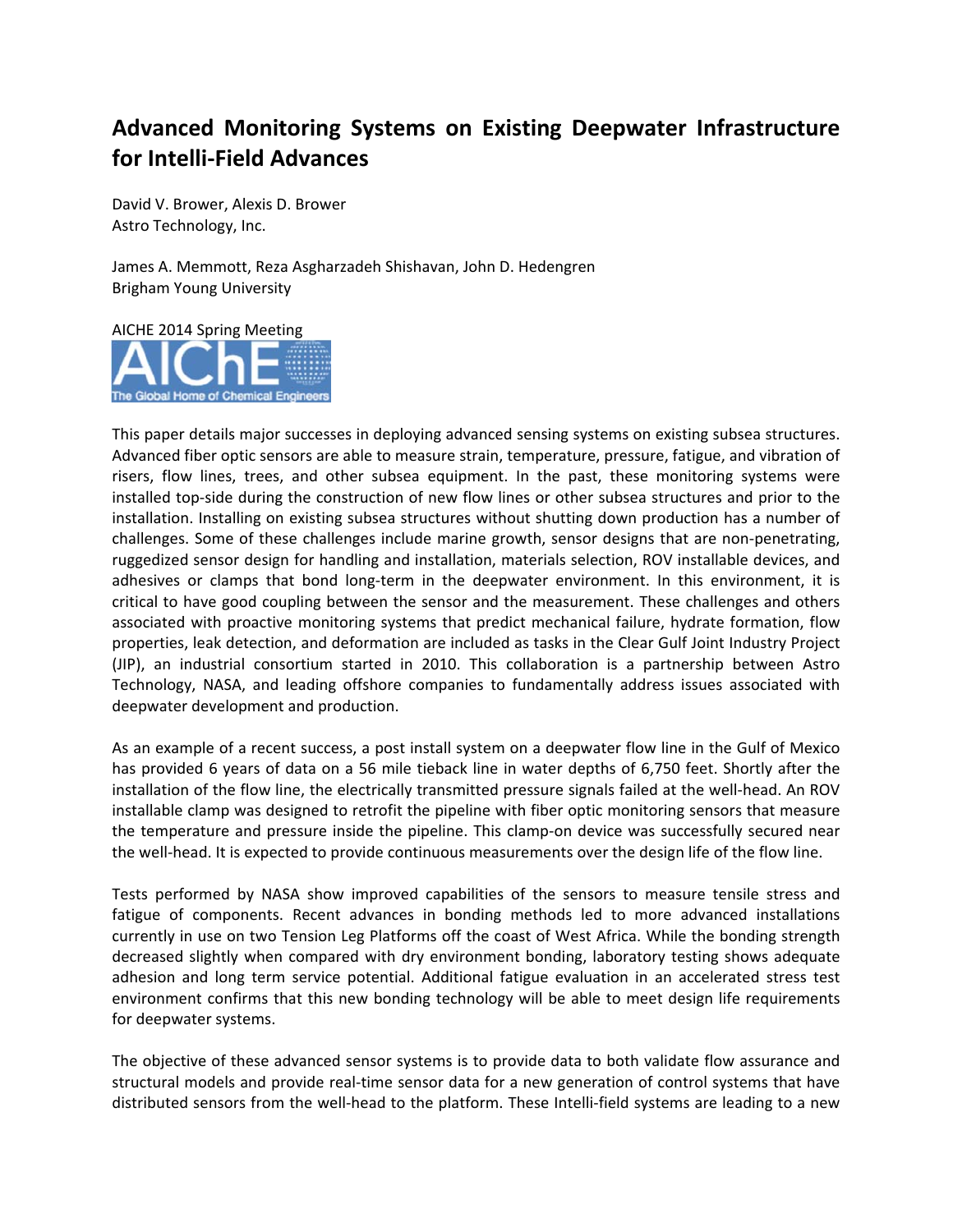# Advanced Monitoring Systems on Existing Deepwater Infrastructure for Intelli-Field Advances

David V. Brower, Alexis D. Brower
Astro Technology, Inc.

James A. Memmott, Reza Asgharzadeh Shishavan, John D. Hedengren
Brigham Young University

AICHE 2014 Spring Meeting

This paper details major successes in deploying advanced sensing systems on existing subsea structures. Advanced fiber optic sensors are able to measure strain, temperature, pressure, fatigue, and vibration of risers, flow lines, trees, and other subsea equipment. In the past, these monitoring systems were installed top-side during the construction of new flow lines or other subsea structures and prior to the installation. Installing on existing subsea structures without shutting down production has a number of challenges. Some of these challenges include marine growth, sensor designs that are non-penetrating, ruggedized sensor design for handling and installation, materials selection, ROV installable devices, and adhesives or clamps that bond long-term in the deepwater environment. In this environment, it is critical to have good coupling between the sensor and the measurement. These challenges and others associated with proactive monitoring systems that predict mechanical failure, hydrate formation, flow properties, leak detection, and deformation are included as tasks in the Clear Gulf Joint Industry Project (JIP), an industrial consortium started in 2010. This collaboration is a partnership between Astro Technology, NASA, and leading offshore companies to fundamentally address issues associated with deepwater development and production.

As an example of a recent success, a post install system on a deepwater flow line in the Gulf of Mexico has provided 6 years of data on a 56 mile tieback line in water depths of 6,750 feet. Shortly after the installation of the flow line, the electrically transmitted pressure signals failed at the well-head. An ROV installable clamp was designed to retrofit the pipeline with fiber optic monitoring sensors that measure the temperature and pressure inside the pipeline. This clamp-on device was successfully secured near the well-head. It is expected to provide continuous measurements over the design life of the flow line.

Tests performed by NASA show improved capabilities of the sensors to measure tensile stress and fatigue of components. Recent advances in bonding methods led to more advanced installations currently in use on two Tension Leg Platforms off the coast of West Africa. While the bonding strength decreased slightly when compared with dry environment bonding, laboratory testing shows adequate adhesion and long term service potential. Additional fatigue evaluation in an accelerated stress test environment confirms that this new bonding technology will be able to meet design life requirements for deepwater systems.

The objective of these advanced sensor systems is to provide data to both validate flow assurance and structural models and provide real-time sensor data for a new generation of control systems that have distributed sensors from the well-head to the platform. These Intelli-field systems are leading to a new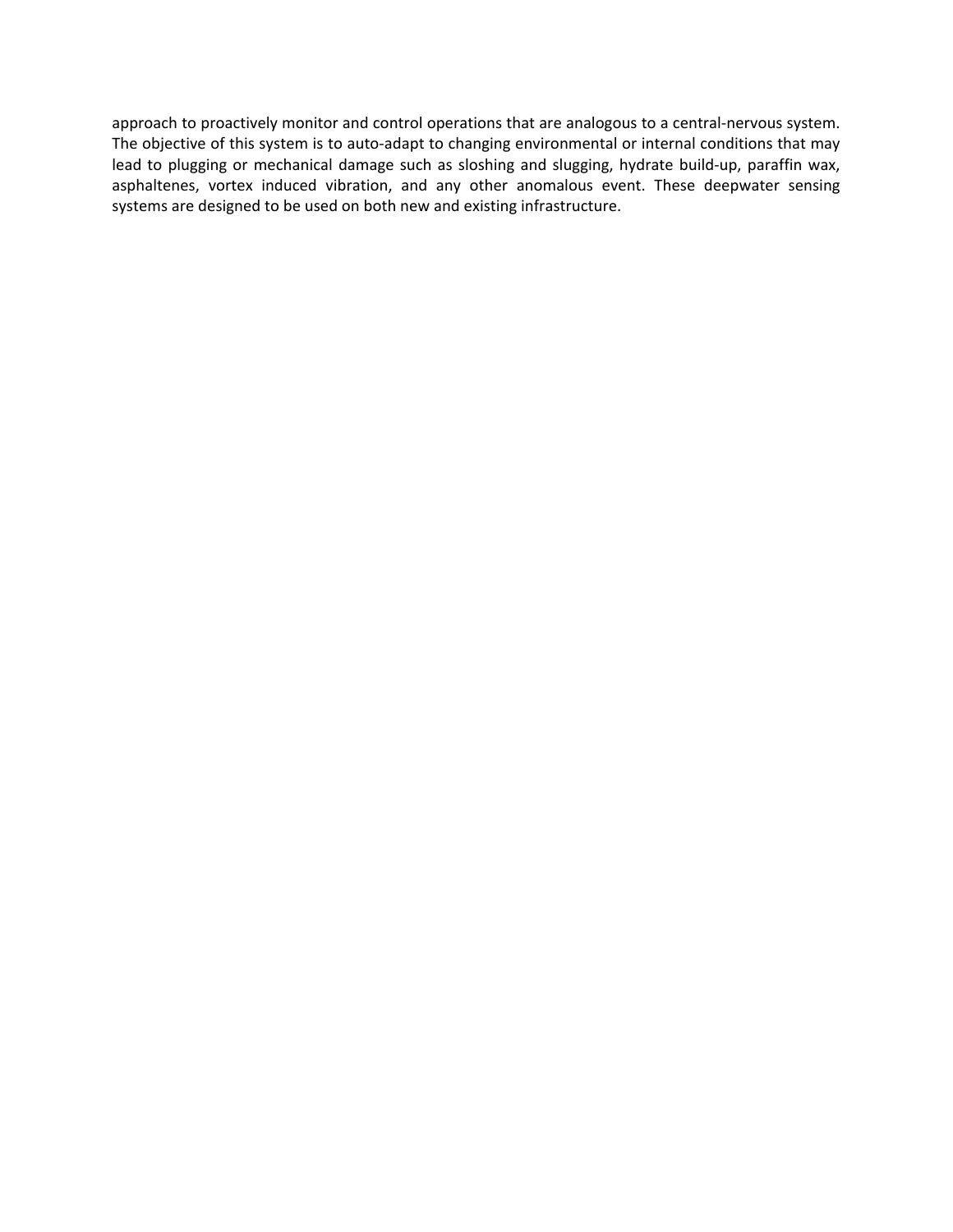approach to proactively monitor and control operations that are analogous to a central-nervous system. The objective of this system is to auto-adapt to changing environmental or internal conditions that may lead to plugging or mechanical damage such as sloshing and slugging, hydrate build-up, paraffin wax, asphaltenes, vortex induced vibration, and any other anomalous event. These deepwater sensing systems are designed to be used on both new and existing infrastructure.